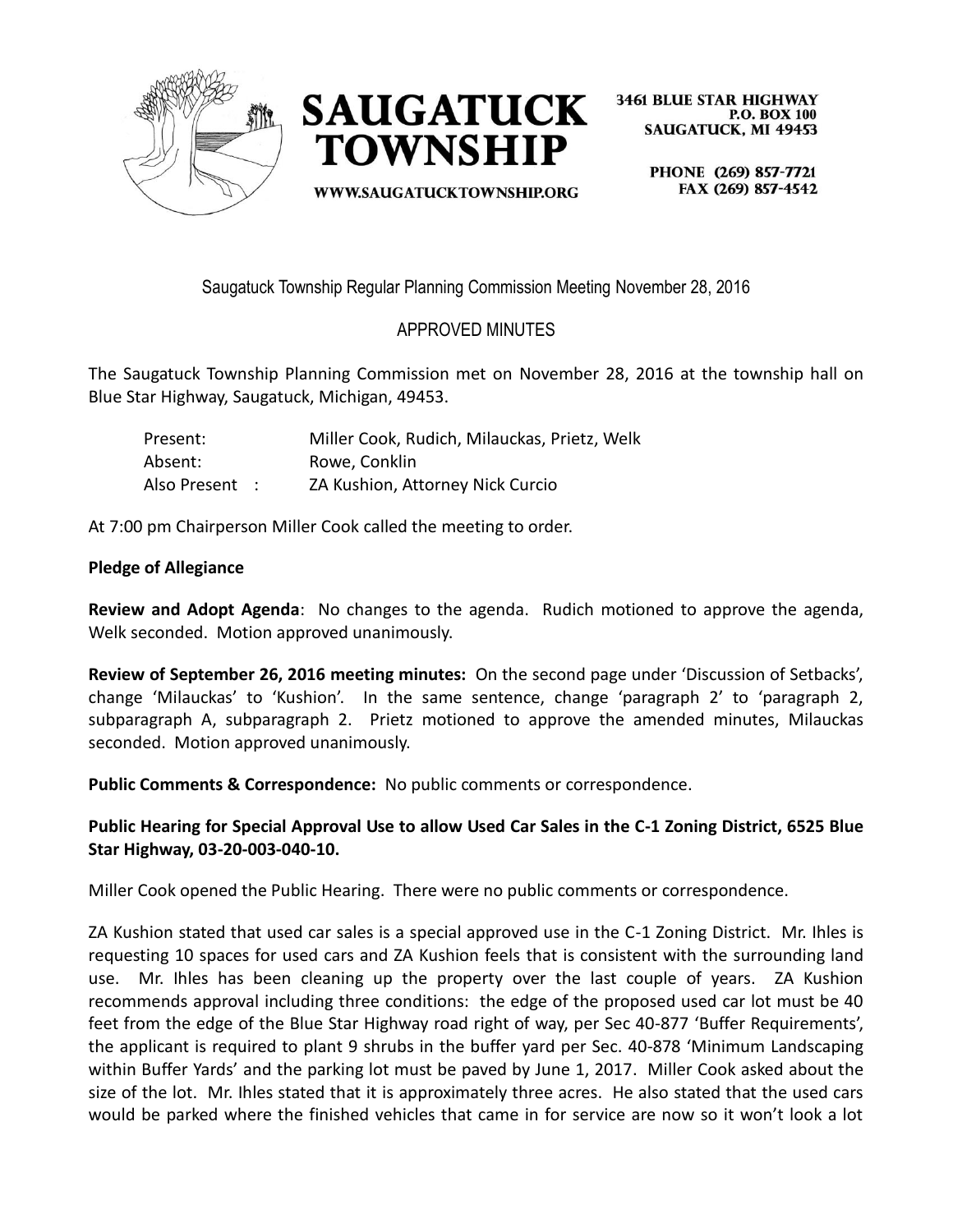SAUGATUCK TOWNSHIP

WWW.SAUGATUCKTOWNSHIP.ORG

3461 BLUE STAR HIGHWAY
P.O. BOX 100
SAUGATUCK, MI 49453

PHONE (269) 857-7721
FAX (269) 857-4542

Saugatuck Township Regular Planning Commission Meeting November 28, 2016

APPROVED MINUTES

The Saugatuck Township Planning Commission met on November 28, 2016 at the township hall on Blue Star Highway, Saugatuck, Michigan, 49453.

| | |
|---|---|
| Present: | Miller Cook, Rudich, Milauckas, Prietz, Welk |
| Absent: | Rowe, Conklin |
| Also Present : | ZA Kushion, Attorney Nick Curcio |

At 7:00 pm Chairperson Miller Cook called the meeting to order.

**Pledge of Allegiance**

**Review and Adopt Agenda**: No changes to the agenda. Rudich motioned to approve the agenda, Welk seconded. Motion approved unanimously.

**Review of September 26, 2016 meeting minutes:** On the second page under 'Discussion of Setbacks', change 'Milauckas' to 'Kushion'. In the same sentence, change 'paragraph 2' to 'paragraph 2, subparagraph A, subparagraph 2. Prietz motioned to approve the amended minutes, Milauckas seconded. Motion approved unanimously.

**Public Comments & Correspondence:** No public comments or correspondence.

**Public Hearing for Special Approval Use to allow Used Car Sales in the C-1 Zoning District, 6525 Blue Star Highway, 03-20-003-040-10.**

Miller Cook opened the Public Hearing. There were no public comments or correspondence.

ZA Kushion stated that used car sales is a special approved use in the C-1 Zoning District. Mr. Ihles is requesting 10 spaces for used cars and ZA Kushion feels that is consistent with the surrounding land use. Mr. Ihles has been cleaning up the property over the last couple of years. ZA Kushion recommends approval including three conditions: the edge of the proposed used car lot must be 40 feet from the edge of the Blue Star Highway road right of way, per Sec 40-877 'Buffer Requirements', the applicant is required to plant 9 shrubs in the buffer yard per Sec. 40-878 'Minimum Landscaping within Buffer Yards' and the parking lot must be paved by June 1, 2017. Miller Cook asked about the size of the lot. Mr. Ihles stated that it is approximately three acres. He also stated that the used cars would be parked where the finished vehicles that came in for service are now so it won't look a lot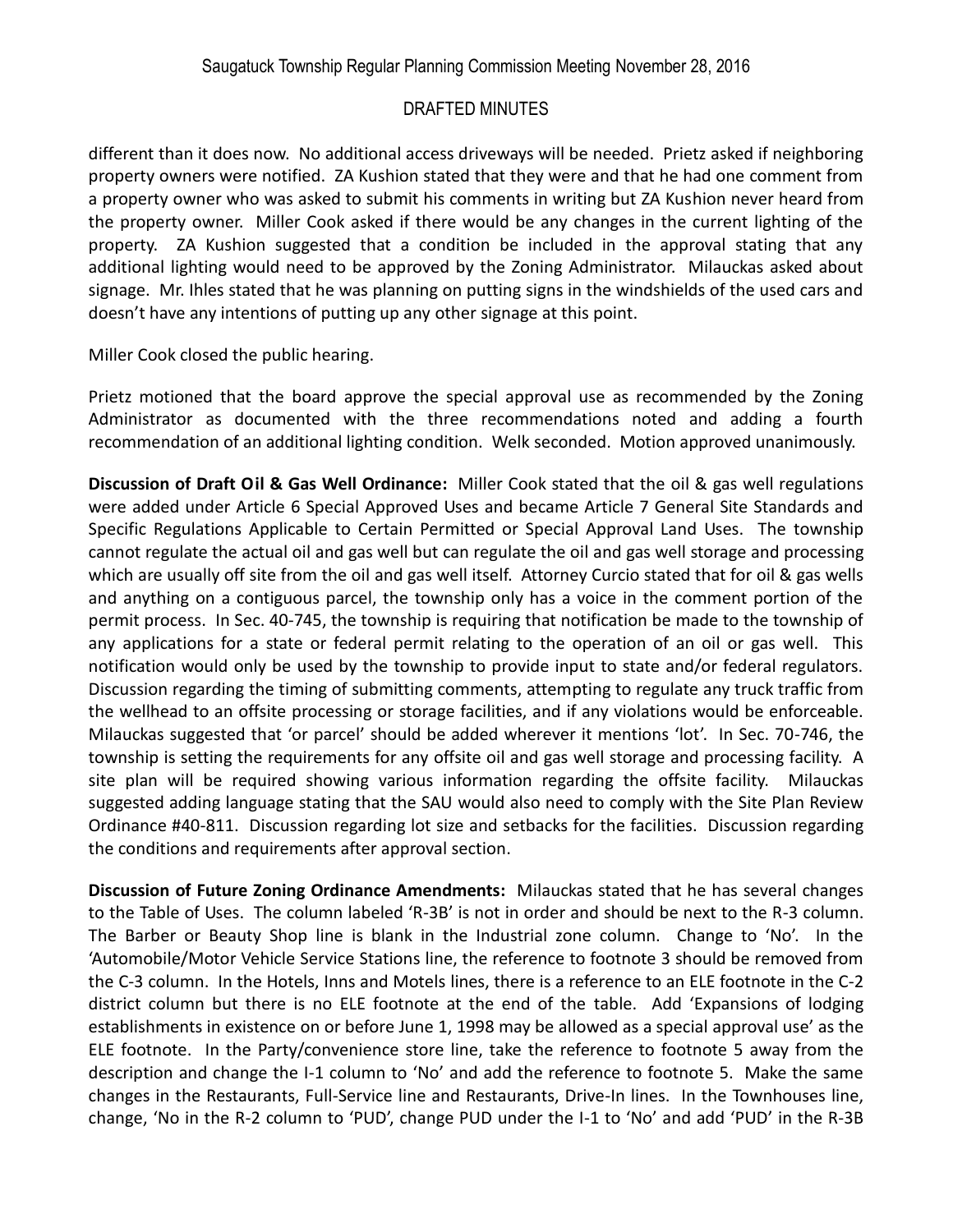different than it does now. No additional access driveways will be needed. Prietz asked if neighboring property owners were notified. ZA Kushion stated that they were and that he had one comment from a property owner who was asked to submit his comments in writing but ZA Kushion never heard from the property owner. Miller Cook asked if there would be any changes in the current lighting of the property. ZA Kushion suggested that a condition be included in the approval stating that any additional lighting would need to be approved by the Zoning Administrator. Milauckas asked about signage. Mr. Ihles stated that he was planning on putting signs in the windshields of the used cars and doesn't have any intentions of putting up any other signage at this point.

Miller Cook closed the public hearing.

Prietz motioned that the board approve the special approval use as recommended by the Zoning Administrator as documented with the three recommendations noted and adding a fourth recommendation of an additional lighting condition. Welk seconded. Motion approved unanimously.

**Discussion of Draft Oil & Gas Well Ordinance:** Miller Cook stated that the oil & gas well regulations were added under Article 6 Special Approved Uses and became Article 7 General Site Standards and Specific Regulations Applicable to Certain Permitted or Special Approval Land Uses. The township cannot regulate the actual oil and gas well but can regulate the oil and gas well storage and processing which are usually off site from the oil and gas well itself. Attorney Curcio stated that for oil & gas wells and anything on a contiguous parcel, the township only has a voice in the comment portion of the permit process. In Sec. 40-745, the township is requiring that notification be made to the township of any applications for a state or federal permit relating to the operation of an oil or gas well. This notification would only be used by the township to provide input to state and/or federal regulators. Discussion regarding the timing of submitting comments, attempting to regulate any truck traffic from the wellhead to an offsite processing or storage facilities, and if any violations would be enforceable. Milauckas suggested that 'or parcel' should be added wherever it mentions 'lot'. In Sec. 70-746, the township is setting the requirements for any offsite oil and gas well storage and processing facility. A site plan will be required showing various information regarding the offsite facility. Milauckas suggested adding language stating that the SAU would also need to comply with the Site Plan Review Ordinance #40-811. Discussion regarding lot size and setbacks for the facilities. Discussion regarding the conditions and requirements after approval section.

**Discussion of Future Zoning Ordinance Amendments:** Milauckas stated that he has several changes to the Table of Uses. The column labeled 'R-3B' is not in order and should be next to the R-3 column. The Barber or Beauty Shop line is blank in the Industrial zone column. Change to 'No'. In the 'Automobile/Motor Vehicle Service Stations line, the reference to footnote 3 should be removed from the C-3 column. In the Hotels, Inns and Motels lines, there is a reference to an ELE footnote in the C-2 district column but there is no ELE footnote at the end of the table. Add 'Expansions of lodging establishments in existence on or before June 1, 1998 may be allowed as a special approval use' as the ELE footnote. In the Party/convenience store line, take the reference to footnote 5 away from the description and change the I-1 column to 'No' and add the reference to footnote 5. Make the same changes in the Restaurants, Full-Service line and Restaurants, Drive-In lines. In the Townhouses line, change, 'No in the R-2 column to 'PUD', change PUD under the I-1 to 'No' and add 'PUD' in the R-3B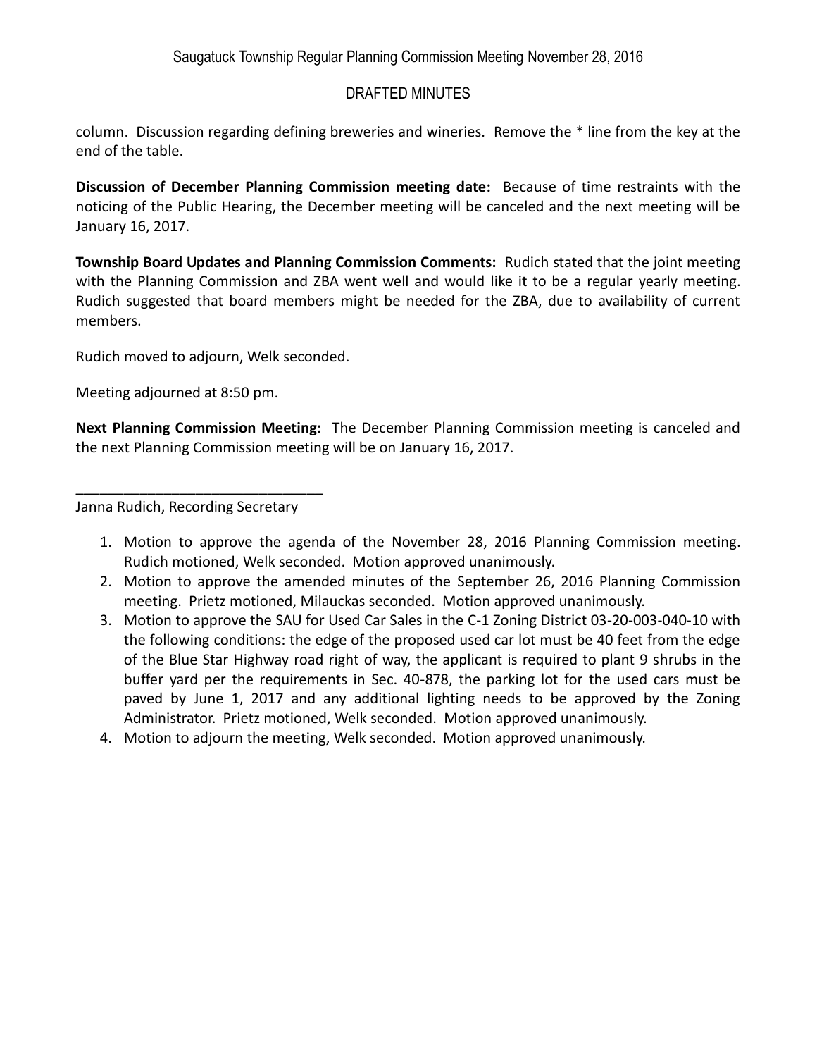column. Discussion regarding defining breweries and wineries. Remove the * line from the key at the end of the table.

**Discussion of December Planning Commission meeting date:** Because of time restraints with the noticing of the Public Hearing, the December meeting will be canceled and the next meeting will be January 16, 2017.

**Township Board Updates and Planning Commission Comments:** Rudich stated that the joint meeting with the Planning Commission and ZBA went well and would like it to be a regular yearly meeting. Rudich suggested that board members might be needed for the ZBA, due to availability of current members.

Rudich moved to adjourn, Welk seconded.

Meeting adjourned at 8:50 pm.

**Next Planning Commission Meeting:** The December Planning Commission meeting is canceled and the next Planning Commission meeting will be on January 16, 2017.

_______________________________
Janna Rudich, Recording Secretary

1. Motion to approve the agenda of the November 28, 2016 Planning Commission meeting. Rudich motioned, Welk seconded. Motion approved unanimously.
2. Motion to approve the amended minutes of the September 26, 2016 Planning Commission meeting. Prietz motioned, Milauckas seconded. Motion approved unanimously.
3. Motion to approve the SAU for Used Car Sales in the C-1 Zoning District 03-20-003-040-10 with the following conditions: the edge of the proposed used car lot must be 40 feet from the edge of the Blue Star Highway road right of way, the applicant is required to plant 9 shrubs in the buffer yard per the requirements in Sec. 40-878, the parking lot for the used cars must be paved by June 1, 2017 and any additional lighting needs to be approved by the Zoning Administrator. Prietz motioned, Welk seconded. Motion approved unanimously.
4. Motion to adjourn the meeting, Welk seconded. Motion approved unanimously.